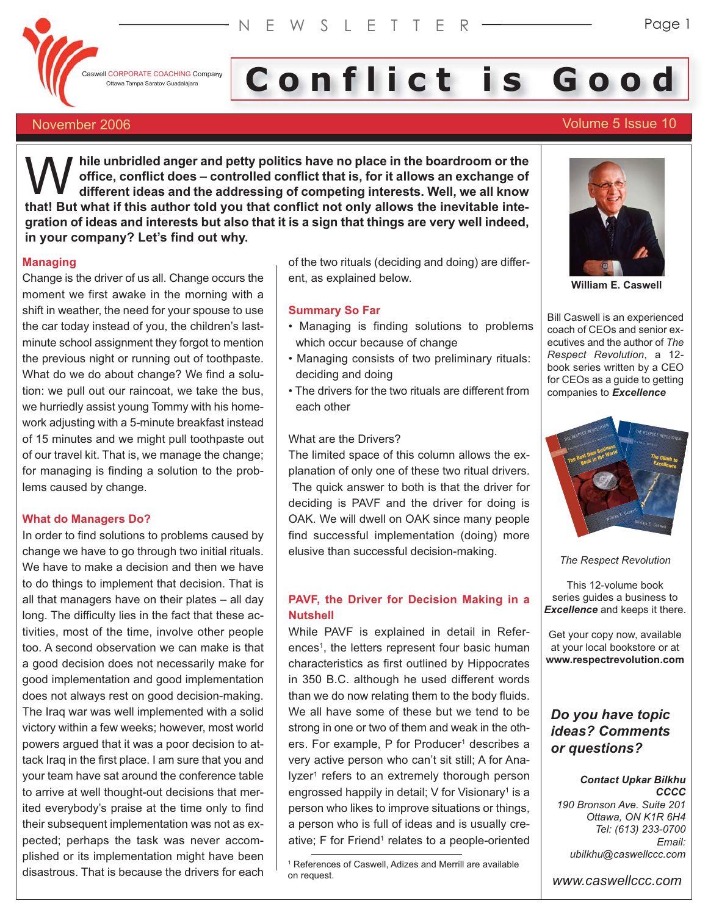Caswell CORPORATE COACHING Company
Ottawa Tampa Saratov Guadalajara

# Conflict is Good

November 2006 — Volume 5 Issue 10

**While unbridled anger and petty politics have no place in the boardroom or the office, conflict does – controlled conflict that is, for it allows an exchange of different ideas and the addressing of competing interests. Well, we all know that! But what if this author told you that conflict not only allows the inevitable integration of ideas and interests but also that it is a sign that things are very well indeed, in your company? Let's find out why.**

## Managing

Change is the driver of us all. Change occurs the moment we first awake in the morning with a shift in weather, the need for your spouse to use the car today instead of you, the children's last-minute school assignment they forgot to mention the previous night or running out of toothpaste. What do we do about change? We find a solution: we pull out our raincoat, we take the bus, we hurriedly assist young Tommy with his homework adjusting with a 5-minute breakfast instead of 15 minutes and we might pull toothpaste out of our travel kit. That is, we manage the change; for managing is finding a solution to the problems caused by change.

## What do Managers Do?

In order to find solutions to problems caused by change we have to go through two initial rituals. We have to make a decision and then we have to do things to implement that decision. That is all that managers have on their plates – all day long. The difficulty lies in the fact that these activities, most of the time, involve other people too. A second observation we can make is that a good decision does not necessarily make for good implementation and good implementation does not always rest on good decision-making. The Iraq war was well implemented with a solid victory within a few weeks; however, most world powers argued that it was a poor decision to attack Iraq in the first place. I am sure that you and your team have sat around the conference table to arrive at well thought-out decisions that merited everybody's praise at the time only to find their subsequent implementation was not as expected; perhaps the task was never accomplished or its implementation might have been disastrous. That is because the drivers for each of the two rituals (deciding and doing) are different, as explained below.

## Summary So Far

- Managing is finding solutions to problems which occur because of change
- Managing consists of two preliminary rituals: deciding and doing
- The drivers for the two rituals are different from each other

What are the Drivers?

The limited space of this column allows the explanation of only one of these two ritual drivers. The quick answer to both is that the driver for deciding is PAVF and the driver for doing is OAK. We will dwell on OAK since many people find successful implementation (doing) more elusive than successful decision-making.

## PAVF, the Driver for Decision Making in a Nutshell

While PAVF is explained in detail in References[1], the letters represent four basic human characteristics as first outlined by Hippocrates in 350 B.C. although he used different words than we do now relating them to the body fluids. We all have some of these but we tend to be strong in one or two of them and weak in the others. For example, P for Producer[1] describes a very active person who can't sit still; A for Analyzer[1] refers to an extremely thorough person engrossed happily in detail; V for Visionary[1] is a person who likes to improve situations or things, a person who is full of ideas and is usually creative; F for Friend[1] relates to a people-oriented

[1] References of Caswell, Adizes and Merrill are available on request.

---

**William E. Caswell**

Bill Caswell is an experienced coach of CEOs and senior executives and the author of *The Respect Revolution*, a 12-book series written by a CEO for CEOs as a guide to getting companies to ***Excellence***

*The Respect Revolution*

This 12-volume book series guides a business to ***Excellence*** and keeps it there.

Get your copy now, available at your local bookstore or at **www.respectrevolution.com**

***Do you have topic ideas? Comments or questions?***

***Contact Upkar Bilkhu***
***CCCC***
*190 Bronson Ave. Suite 201*
*Ottawa, ON K1R 6H4*
*Tel: (613) 233-0700*
*Email:*
*ubilkhu@caswellccc.com*

*www.caswellccc.com*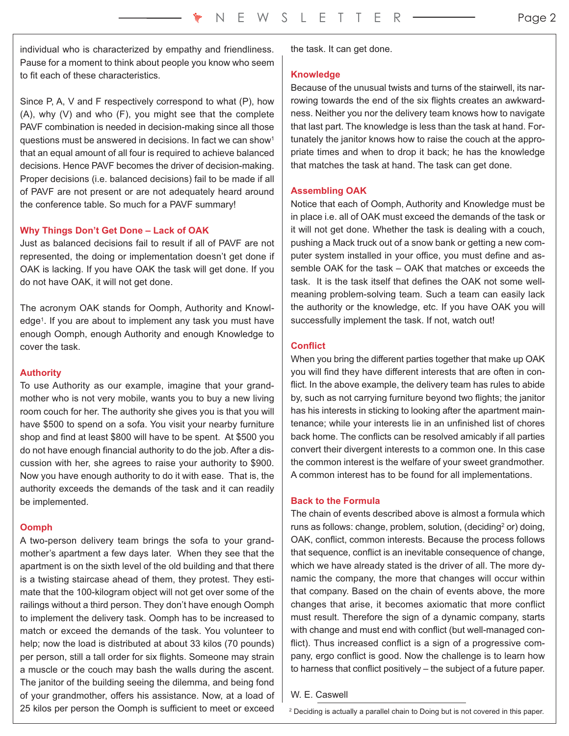individual who is characterized by empathy and friendliness. Pause for a moment to think about people you know who seem to fit each of these characteristics.

Since P, A, V and F respectively correspond to what (P), how (A), why (V) and who (F), you might see that the complete PAVF combination is needed in decision-making since all those questions must be answered in decisions. In fact we can show[1] that an equal amount of all four is required to achieve balanced decisions. Hence PAVF becomes the driver of decision-making. Proper decisions (i.e. balanced decisions) fail to be made if all of PAVF are not present or are not adequately heard around the conference table. So much for a PAVF summary!

### Why Things Don't Get Done – Lack of OAK

Just as balanced decisions fail to result if all of PAVF are not represented, the doing or implementation doesn't get done if OAK is lacking. If you have OAK the task will get done. If you do not have OAK, it will not get done.

The acronym OAK stands for Oomph, Authority and Knowledge[1]. If you are about to implement any task you must have enough Oomph, enough Authority and enough Knowledge to cover the task.

### Authority

To use Authority as our example, imagine that your grandmother who is not very mobile, wants you to buy a new living room couch for her. The authority she gives you is that you will have $500 to spend on a sofa. You visit your nearby furniture shop and find at least $800 will have to be spent. At $500 you do not have enough financial authority to do the job. After a discussion with her, she agrees to raise your authority to $900. Now you have enough authority to do it with ease. That is, the authority exceeds the demands of the task and it can readily be implemented.

### Oomph

A two-person delivery team brings the sofa to your grandmother's apartment a few days later. When they see that the apartment is on the sixth level of the old building and that there is a twisting staircase ahead of them, they protest. They estimate that the 100-kilogram object will not get over some of the railings without a third person. They don't have enough Oomph to implement the delivery task. Oomph has to be increased to match or exceed the demands of the task. You volunteer to help; now the load is distributed at about 33 kilos (70 pounds) per person, still a tall order for six flights. Someone may strain a muscle or the couch may bash the walls during the ascent. The janitor of the building seeing the dilemma, and being fond of your grandmother, offers his assistance. Now, at a load of 25 kilos per person the Oomph is sufficient to meet or exceed the task. It can get done.

### Knowledge

Because of the unusual twists and turns of the stairwell, its narrowing towards the end of the six flights creates an awkwardness. Neither you nor the delivery team knows how to navigate that last part. The knowledge is less than the task at hand. Fortunately the janitor knows how to raise the couch at the appropriate times and when to drop it back; he has the knowledge that matches the task at hand. The task can get done.

### Assembling OAK

Notice that each of Oomph, Authority and Knowledge must be in place i.e. all of OAK must exceed the demands of the task or it will not get done. Whether the task is dealing with a couch, pushing a Mack truck out of a snow bank or getting a new computer system installed in your office, you must define and assemble OAK for the task – OAK that matches or exceeds the task. It is the task itself that defines the OAK not some well-meaning problem-solving team. Such a team can easily lack the authority or the knowledge, etc. If you have OAK you will successfully implement the task. If not, watch out!

### Conflict

When you bring the different parties together that make up OAK you will find they have different interests that are often in conflict. In the above example, the delivery team has rules to abide by, such as not carrying furniture beyond two flights; the janitor has his interests in sticking to looking after the apartment maintenance; while your interests lie in an unfinished list of chores back home. The conflicts can be resolved amicably if all parties convert their divergent interests to a common one. In this case the common interest is the welfare of your sweet grandmother. A common interest has to be found for all implementations.

### Back to the Formula

The chain of events described above is almost a formula which runs as follows: change, problem, solution, (deciding[2] or) doing, OAK, conflict, common interests. Because the process follows that sequence, conflict is an inevitable consequence of change, which we have already stated is the driver of all. The more dynamic the company, the more that changes will occur within that company. Based on the chain of events above, the more changes that arise, it becomes axiomatic that more conflict must result. Therefore the sign of a dynamic company, starts with change and must end with conflict (but well-managed conflict). Thus increased conflict is a sign of a progressive company, ergo conflict is good. Now the challenge is to learn how to harness that conflict positively – the subject of a future paper.

W. E. Caswell

[2] Deciding is actually a parallel chain to Doing but is not covered in this paper.